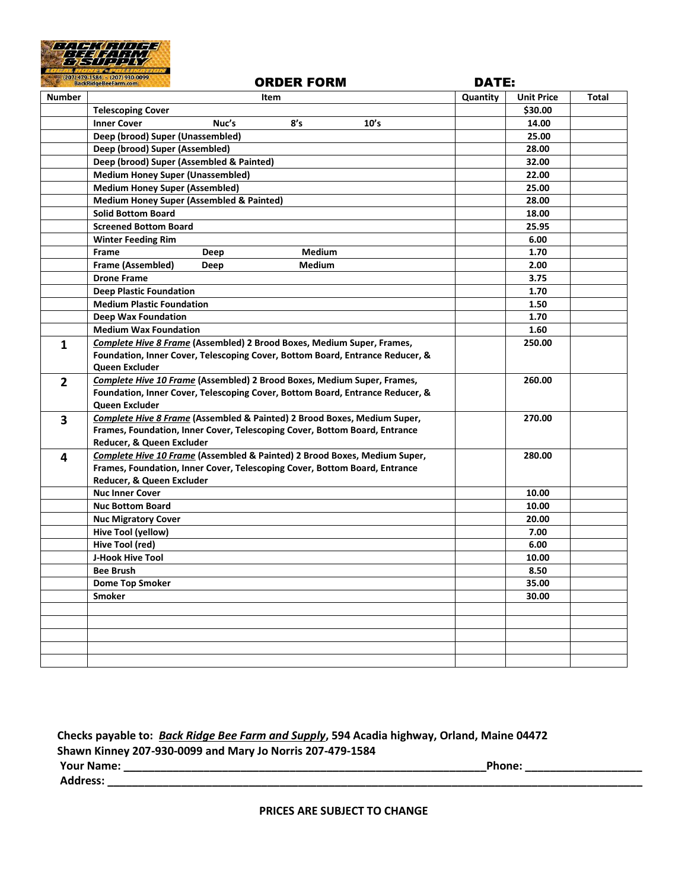BACK RIDGE BEE FARM & SUPPLY

LOCAL HONEY • POLLINATION

(207) 479-1584 • (207) 930-0099

BackRidgeBeeFarm.com

# ORDER FORM

**DATE:**

| Number | Item | Quantity | Unit Price | Total |
|---|---|---|---|---|
| | **Telescoping Cover** | | $30.00 | |
| | **Inner Cover    Nuc's    8's    10's** | | 14.00 | |
| | **Deep (brood) Super (Unassembled)** | | 25.00 | |
| | **Deep (brood) Super (Assembled)** | | 28.00 | |
| | **Deep (brood) Super (Assembled & Painted)** | | 32.00 | |
| | **Medium Honey Super (Unassembled)** | | 22.00 | |
| | **Medium Honey Super (Assembled)** | | 25.00 | |
| | **Medium Honey Super (Assembled & Painted)** | | 28.00 | |
| | **Solid Bottom Board** | | 18.00 | |
| | **Screened Bottom Board** | | 25.95 | |
| | **Winter Feeding Rim** | | 6.00 | |
| | **Frame    Deep    Medium** | | 1.70 | |
| | **Frame (Assembled)    Deep    Medium** | | 2.00 | |
| | **Drone Frame** | | 3.75 | |
| | **Deep Plastic Foundation** | | 1.70 | |
| | **Medium Plastic Foundation** | | 1.50 | |
| | **Deep Wax Foundation** | | 1.70 | |
| | **Medium Wax Foundation** | | 1.60 | |
| **1** | ***Complete Hive 8 Frame*** **(Assembled) 2 Brood Boxes, Medium Super, Frames, Foundation, Inner Cover, Telescoping Cover, Bottom Board, Entrance Reducer, & Queen Excluder** | | 250.00 | |
| **2** | ***Complete Hive 10 Frame*** **(Assembled) 2 Brood Boxes, Medium Super, Frames, Foundation, Inner Cover, Telescoping Cover, Bottom Board, Entrance Reducer, & Queen Excluder** | | 260.00 | |
| **3** | ***Complete Hive 8 Frame*** **(Assembled & Painted) 2 Brood Boxes, Medium Super, Frames, Foundation, Inner Cover, Telescoping Cover, Bottom Board, Entrance Reducer, & Queen Excluder** | | 270.00 | |
| **4** | ***Complete Hive 10 Frame*** **(Assembled & Painted) 2 Brood Boxes, Medium Super, Frames, Foundation, Inner Cover, Telescoping Cover, Bottom Board, Entrance Reducer, & Queen Excluder** | | 280.00 | |
| | **Nuc Inner Cover** | | 10.00 | |
| | **Nuc Bottom Board** | | 10.00 | |
| | **Nuc Migratory Cover** | | 20.00 | |
| | **Hive Tool (yellow)** | | 7.00 | |
| | **Hive Tool (red)** | | 6.00 | |
| | **J-Hook Hive Tool** | | 10.00 | |
| | **Bee Brush** | | 8.50 | |
| | **Dome Top Smoker** | | 35.00 | |
| | **Smoker** | | 30.00 | |
| | | | | |
| | | | | |
| | | | | |
| | | | | |
| | | | | |

**Checks payable to: *Back Ridge Bee Farm and Supply*, 594 Acadia highway, Orland, Maine 04472**

**Shawn Kinney 207-930-0099 and Mary Jo Norris 207-479-1584**

**Your Name: ____________________________________________________________ Phone: ___________________**

**Address: ______________________________________________________________________________________**

**PRICES ARE SUBJECT TO CHANGE**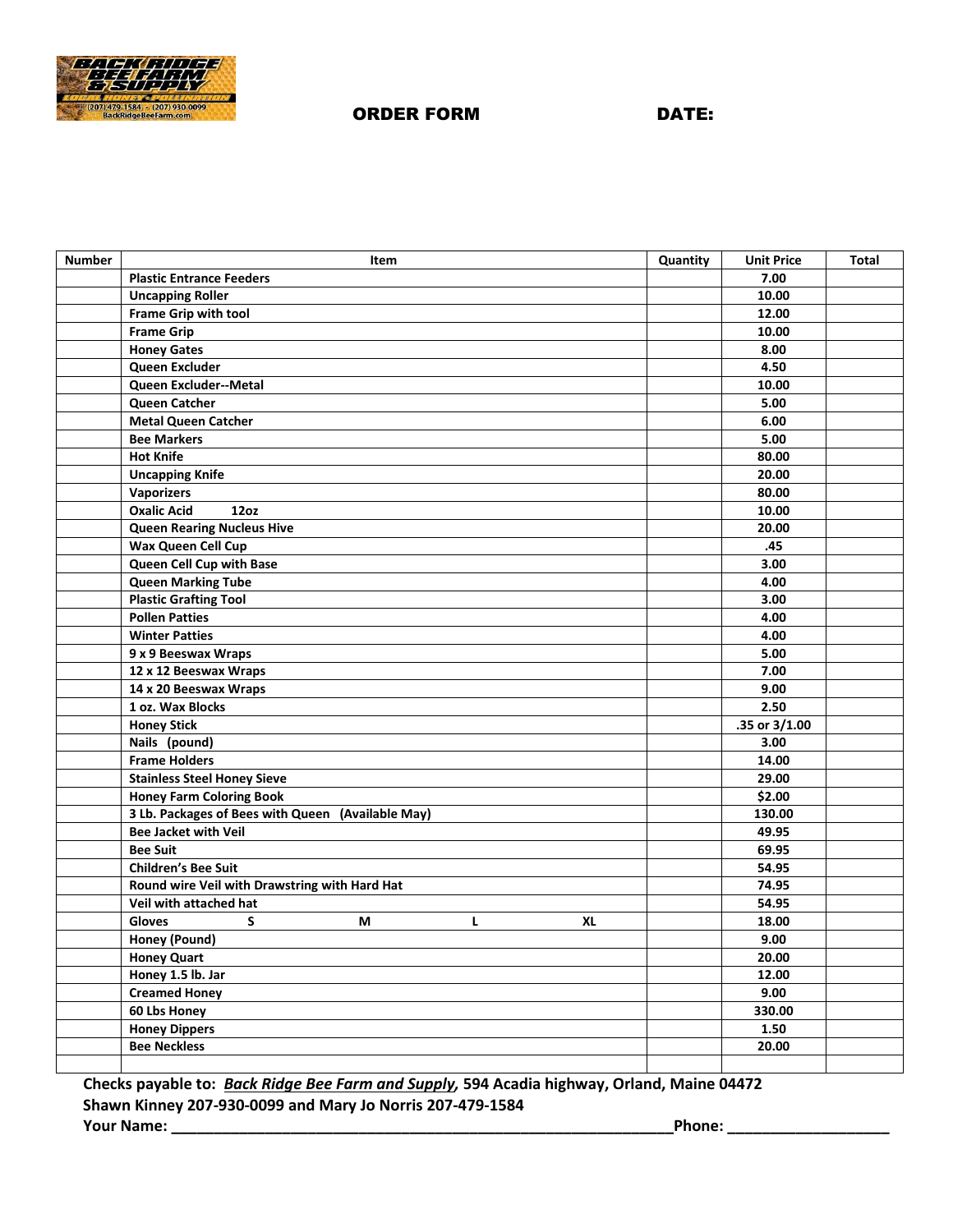ORDER FORM DATE:

| Number | Item | Quantity | Unit Price | Total |
|---|---|---|---|---|
| | Plastic Entrance Feeders | | 7.00 | |
| | Uncapping Roller | | 10.00 | |
| | Frame Grip with tool | | 12.00 | |
| | Frame Grip | | 10.00 | |
| | Honey Gates | | 8.00 | |
| | Queen Excluder | | 4.50 | |
| | Queen Excluder--Metal | | 10.00 | |
| | Queen Catcher | | 5.00 | |
| | Metal Queen Catcher | | 6.00 | |
| | Bee Markers | | 5.00 | |
| | Hot Knife | | 80.00 | |
| | Uncapping Knife | | 20.00 | |
| | Vaporizers | | 80.00 | |
| | Oxalic Acid 12oz | | 10.00 | |
| | Queen Rearing Nucleus Hive | | 20.00 | |
| | Wax Queen Cell Cup | | .45 | |
| | Queen Cell Cup with Base | | 3.00 | |
| | Queen Marking Tube | | 4.00 | |
| | Plastic Grafting Tool | | 3.00 | |
| | Pollen Patties | | 4.00 | |
| | Winter Patties | | 4.00 | |
| | 9 x 9 Beeswax Wraps | | 5.00 | |
| | 12 x 12 Beeswax Wraps | | 7.00 | |
| | 14 x 20 Beeswax Wraps | | 9.00 | |
| | 1 oz. Wax Blocks | | 2.50 | |
| | Honey Stick | | .35 or 3/1.00 | |
| | Nails (pound) | | 3.00 | |
| | Frame Holders | | 14.00 | |
| | Stainless Steel Honey Sieve | | 29.00 | |
| | Honey Farm Coloring Book | | $2.00 | |
| | 3 Lb. Packages of Bees with Queen (Available May) | | 130.00 | |
| | Bee Jacket with Veil | | 49.95 | |
| | Bee Suit | | 69.95 | |
| | Children's Bee Suit | | 54.95 | |
| | Round wire Veil with Drawstring with Hard Hat | | 74.95 | |
| | Veil with attached hat | | 54.95 | |
| | Gloves S M L XL | | 18.00 | |
| | Honey (Pound) | | 9.00 | |
| | Honey Quart | | 20.00 | |
| | Honey 1.5 lb. Jar | | 12.00 | |
| | Creamed Honey | | 9.00 | |
| | 60 Lbs Honey | | 330.00 | |
| | Honey Dippers | | 1.50 | |
| | Bee Neckless | | 20.00 | |
| | | | | |

**Checks payable to: *Back Ridge Bee Farm and Supply,* 594 Acadia highway, Orland, Maine 04472**

**Shawn Kinney 207-930-0099 and Mary Jo Norris 207-479-1584**

**Your Name: ____________________________________________________________ Phone: ___________________**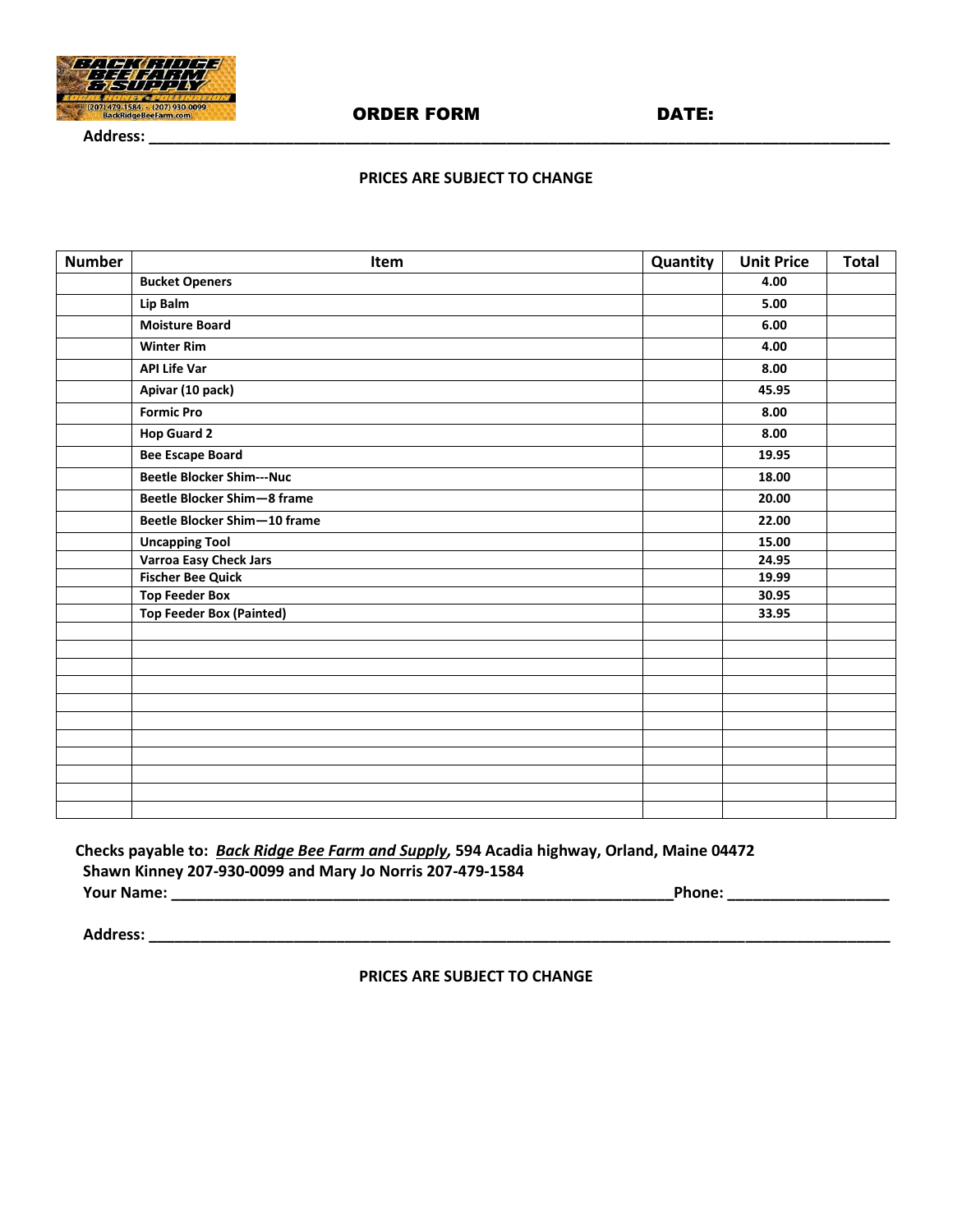**ORDER FORM** **DATE:**

**Address: \_\_\_\_\_\_\_\_\_\_\_\_\_\_\_\_\_\_\_\_\_\_\_\_\_\_\_\_\_\_\_\_\_\_\_\_\_\_\_\_\_\_\_\_\_\_\_\_\_\_\_\_\_\_\_\_\_\_\_\_\_\_\_\_\_\_\_\_\_\_\_\_\_\_\_\_\_**

**PRICES ARE SUBJECT TO CHANGE**

| Number | Item | Quantity | Unit Price | Total |
|---|---|---|---|---|
| | Bucket Openers | | 4.00 | |
| | Lip Balm | | 5.00 | |
| | Moisture Board | | 6.00 | |
| | Winter Rim | | 4.00 | |
| | API Life Var | | 8.00 | |
| | Apivar (10 pack) | | 45.95 | |
| | Formic Pro | | 8.00 | |
| | Hop Guard 2 | | 8.00 | |
| | Bee Escape Board | | 19.95 | |
| | Beetle Blocker Shim---Nuc | | 18.00 | |
| | Beetle Blocker Shim—8 frame | | 20.00 | |
| | Beetle Blocker Shim—10 frame | | 22.00 | |
| | Uncapping Tool | | 15.00 | |
| | Varroa Easy Check Jars | | 24.95 | |
| | Fischer Bee Quick | | 19.99 | |
| | Top Feeder Box | | 30.95 | |
| | Top Feeder Box (Painted) | | 33.95 | |
| | | | | |
| | | | | |
| | | | | |
| | | | | |
| | | | | |
| | | | | |
| | | | | |
| | | | | |
| | | | | |
| | | | | |
| | | | | |

**Checks payable to:** ***Back Ridge Bee Farm and Supply*****, 594 Acadia highway, Orland, Maine 04472**
**Shawn Kinney 207-930-0099 and Mary Jo Norris 207-479-1584**
**Your Name: \_\_\_\_\_\_\_\_\_\_\_\_\_\_\_\_\_\_\_\_\_\_\_\_\_\_\_\_\_\_\_\_\_\_\_\_\_\_\_\_\_\_\_\_\_\_\_\_\_\_\_\_\_\_\_\_\_Phone: \_\_\_\_\_\_\_\_\_\_\_\_\_\_\_\_\_\_\_**

**Address: \_\_\_\_\_\_\_\_\_\_\_\_\_\_\_\_\_\_\_\_\_\_\_\_\_\_\_\_\_\_\_\_\_\_\_\_\_\_\_\_\_\_\_\_\_\_\_\_\_\_\_\_\_\_\_\_\_\_\_\_\_\_\_\_\_\_\_\_\_\_\_\_\_\_\_\_\_**

**PRICES ARE SUBJECT TO CHANGE**